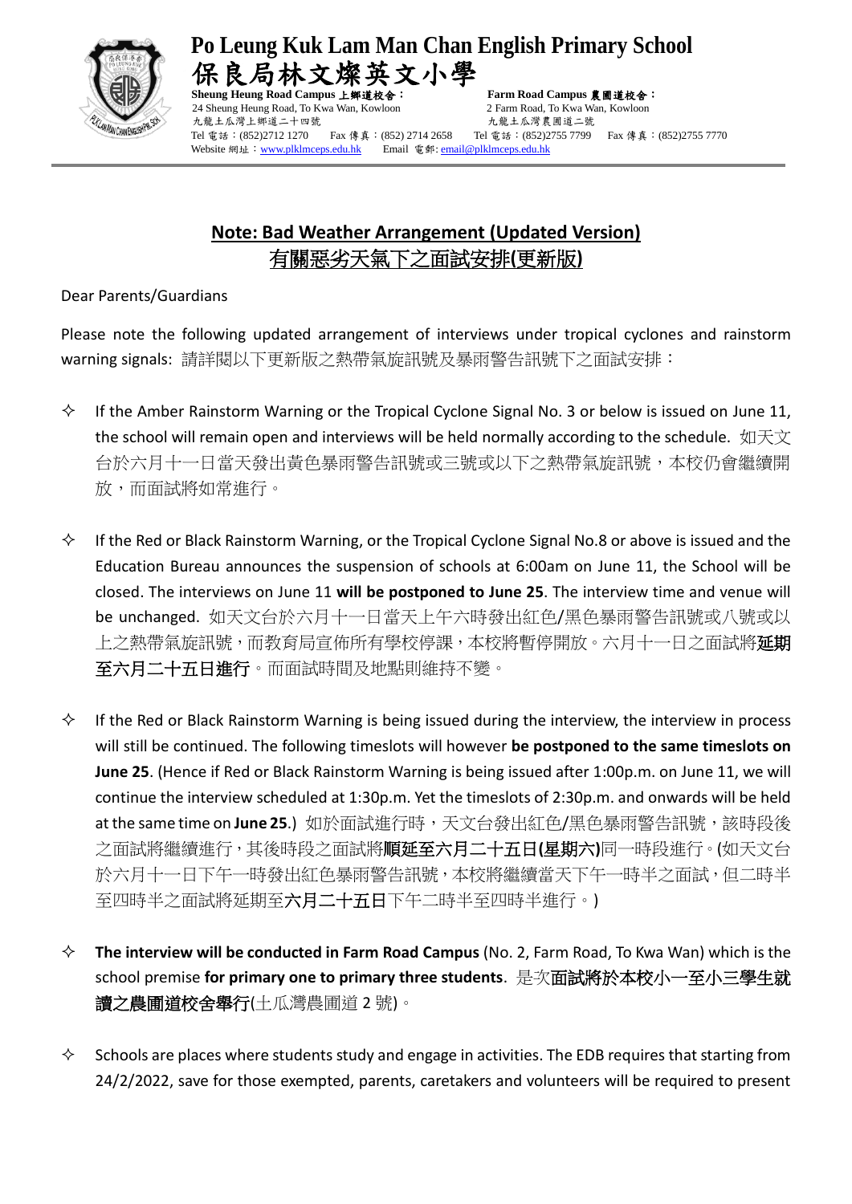# Po Leung Kuk Lam Man Chan English Primary School
# 保良局林文燦英文小學

**Sheung Heung Road Campus 上鄉道校舍：**
24 Sheung Heung Road, To Kwa Wan, Kowloon
九龍土瓜灣上鄉道二十四號
Tel 電話：(852)2712 1270 Fax 傳真：(852) 2714 2658

**Farm Road Campus 農圃道校舍：**
2 Farm Road, To Kwa Wan, Kowloon
九龍土瓜灣農圃道二號
Tel 電話：(852)2755 7799 Fax 傳真：(852)2755 7770

Website 網址：www.plklmceps.edu.hk Email 電郵: email@plklmceps.edu.hk

## Note: Bad Weather Arrangement (Updated Version)
## 有關惡劣天氣下之面試安排(更新版)

Dear Parents/Guardians

Please note the following updated arrangement of interviews under tropical cyclones and rainstorm warning signals: 請詳閱以下更新版之熱帶氣旋訊號及暴雨警告訊號下之面試安排：

- If the Amber Rainstorm Warning or the Tropical Cyclone Signal No. 3 or below is issued on June 11, the school will remain open and interviews will be held normally according to the schedule. 如天文台於六月十一日當天發出黃色暴雨警告訊號或三號或以下之熱帶氣旋訊號，本校仍會繼續開放，而面試將如常進行。

- If the Red or Black Rainstorm Warning, or the Tropical Cyclone Signal No.8 or above is issued and the Education Bureau announces the suspension of schools at 6:00am on June 11, the School will be closed. The interviews on June 11 **will be postponed to June 25**. The interview time and venue will be unchanged. 如天文台於六月十一日當天上午六時發出紅色/黑色暴雨警告訊號或八號或以上之熱帶氣旋訊號，而教育局宣佈所有學校停課，本校將暫停開放。六月十一日之面試將**延期至六月二十五日進行**。而面試時間及地點則維持不變。

- If the Red or Black Rainstorm Warning is being issued during the interview, the interview in process will still be continued. The following timeslots will however **be postponed to the same timeslots on June 25**. (Hence if Red or Black Rainstorm Warning is being issued after 1:00p.m. on June 11, we will continue the interview scheduled at 1:30p.m. Yet the timeslots of 2:30p.m. and onwards will be held at the same time on **June 25**.) 如於面試進行時，天文台發出紅色/黑色暴雨警告訊號，該時段後之面試將繼續進行，其後時段之面試將**順延至六月二十五日(星期六)**同一時段進行。(如天文台於六月十一日下午一時發出紅色暴雨警告訊號，本校將繼續當天下午一時半之面試，但二時半至四時半之面試將延期至**六月二十五日**下午二時半至四時半進行。)

- **The interview will be conducted in Farm Road Campus** (No. 2, Farm Road, To Kwa Wan) which is the school premise **for primary one to primary three students**. 是次**面試將於本校小一至小三學生就讀之農圃道校舍舉行**(土瓜灣農圃道 2 號)。

- Schools are places where students study and engage in activities. The EDB requires that starting from 24/2/2022, save for those exempted, parents, caretakers and volunteers will be required to present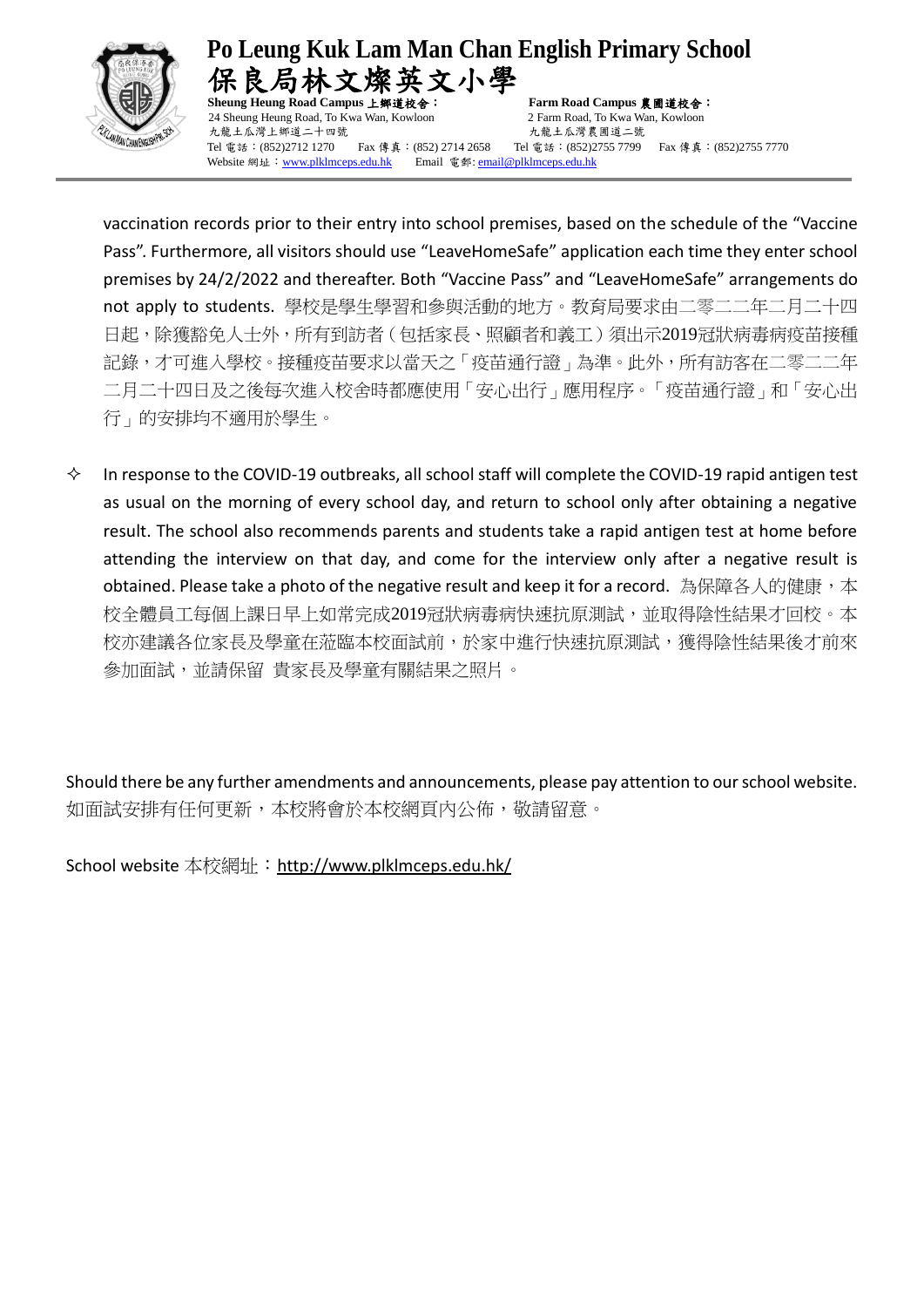vaccination records prior to their entry into school premises, based on the schedule of the "Vaccine Pass". Furthermore, all visitors should use "LeaveHomeSafe" application each time they enter school premises by 24/2/2022 and thereafter. Both "Vaccine Pass" and "LeaveHomeSafe" arrangements do not apply to students. 學校是學生學習和參與活動的地方。教育局要求由二零二二年二月二十四日起，除獲豁免人士外，所有到訪者（包括家長、照顧者和義工）須出示2019冠狀病毒病疫苗接種記錄，才可進入學校。接種疫苗要求以當天之「疫苗通行證」為準。此外，所有訪客在二零二二年二月二十四日及之後每次進入校舍時都應使用「安心出行」應用程序。「疫苗通行證」和「安心出行」的安排均不適用於學生。

- In response to the COVID-19 outbreaks, all school staff will complete the COVID-19 rapid antigen test as usual on the morning of every school day, and return to school only after obtaining a negative result. The school also recommends parents and students take a rapid antigen test at home before attending the interview on that day, and come for the interview only after a negative result is obtained. Please take a photo of the negative result and keep it for a record. 為保障各人的健康，本校全體員工每個上課日早上如常完成2019冠狀病毒病快速抗原測試，並取得陰性結果才回校。本校亦建議各位家長及學童在蒞臨本校面試前，於家中進行快速抗原測試，獲得陰性結果後才前來參加面試，並請保留 貴家長及學童有關結果之照片。

Should there be any further amendments and announcements, please pay attention to our school website. 如面試安排有任何更新，本校將會於本校網頁內公佈，敬請留意。

School website 本校網址：http://www.plklmceps.edu.hk/